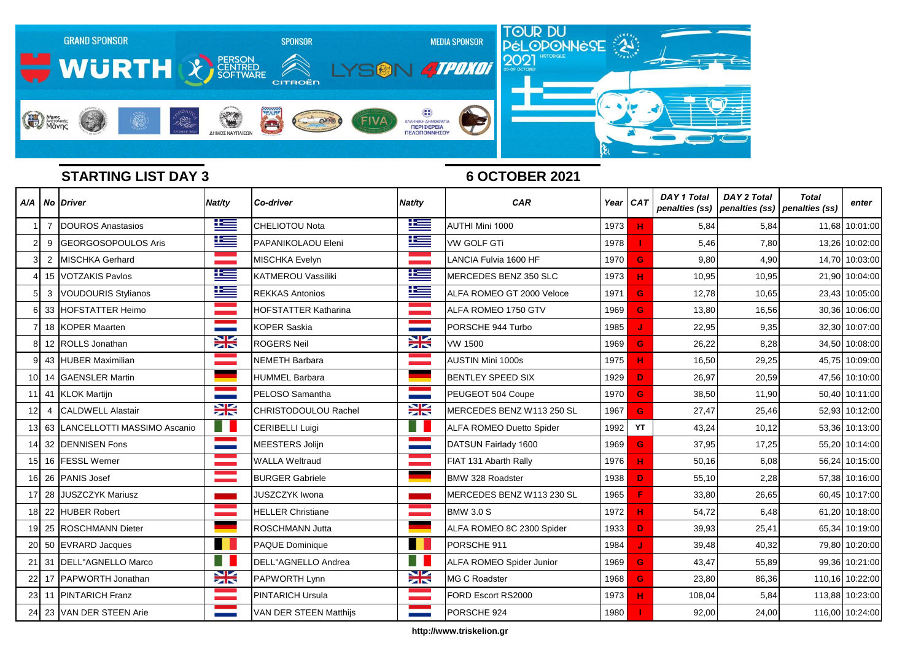**GRAND SPONSOR** WÜRTH — **SPONSOR** PERSON CENTRED SOFTWARE, CITROËN — **MEDIA SPONSOR** LYSON, 4TPOXOI

TOUR DU PÉLOPONNÈSE 2021 HISTORIQUE

## STARTING LIST DAY 3

## 6 OCTOBER 2021

| A/A | No | Driver | Nat/ty | Co-driver | Nat/ty | CAR | Year | CAT | DAY 1 Total penalties (ss) | DAY 2 Total penalties (ss) | Total penalties (ss) | enter |
|---|---|---|---|---|---|---|---|---|---|---|---|---|
| 1 | 7 | DOUROS Anastasios | | CHELIOTOU Nota | | AUTHI Mini 1000 | 1973 | H | 5,84 | 5,84 | 11,68 | 10:01:00 |
| 2 | 9 | GEORGOSOPOULOS Aris | | PAPANIKOLAOU Eleni | | VW GOLF GTi | 1978 | I | 5,46 | 7,80 | 13,26 | 10:02:00 |
| 3 | 2 | MISCHKA Gerhard | | MISCHKA Evelyn | | LANCIA Fulvia 1600 HF | 1970 | G | 9,80 | 4,90 | 14,70 | 10:03:00 |
| 4 | 15 | VOTZAKIS Pavlos | | KATMEROU Vassiliki | | MERCEDES BENZ 350 SLC | 1973 | H | 10,95 | 10,95 | 21,90 | 10:04:00 |
| 5 | 3 | VOUDOURIS Stylianos | | REKKAS Antonios | | ALFA ROMEO GT 2000 Veloce | 1971 | G | 12,78 | 10,65 | 23,43 | 10:05:00 |
| 6 | 33 | HOFSTATTER Heimo | | HOFSTATTER Katharina | | ALFA ROMEO 1750 GTV | 1969 | G | 13,80 | 16,56 | 30,36 | 10:06:00 |
| 7 | 18 | KOPER Maarten | | KOPER Saskia | | PORSCHE 944 Turbo | 1985 | J | 22,95 | 9,35 | 32,30 | 10:07:00 |
| 8 | 12 | ROLLS Jonathan | | ROGERS Neil | | VW 1500 | 1969 | G | 26,22 | 8,28 | 34,50 | 10:08:00 |
| 9 | 43 | HUBER Maximilian | | NEMETH Barbara | | AUSTIN Mini 1000s | 1975 | H | 16,50 | 29,25 | 45,75 | 10:09:00 |
| 10 | 14 | GAENSLER Martin | | HUMMEL Barbara | | BENTLEY SPEED SIX | 1929 | D | 26,97 | 20,59 | 47,56 | 10:10:00 |
| 11 | 41 | KLOK Martijn | | PELOSO Samantha | | PEUGEOT 504 Coupe | 1970 | G | 38,50 | 11,90 | 50,40 | 10:11:00 |
| 12 | 4 | CALDWELL Alastair | | CHRISTODOULOU Rachel | | MERCEDES BENZ W113 250 SL | 1967 | G | 27,47 | 25,46 | 52,93 | 10:12:00 |
| 13 | 63 | LANCELLOTTI MASSIMO Ascanio | | CERIBELLI Luigi | | ALFA ROMEO Duetto Spider | 1992 | YT | 43,24 | 10,12 | 53,36 | 10:13:00 |
| 14 | 32 | DENNISEN Fons | | MEESTERS Jolijn | | DATSUN Fairlady 1600 | 1969 | G | 37,95 | 17,25 | 55,20 | 10:14:00 |
| 15 | 16 | FESSL Werner | | WALLA Weltraud | | FIAT 131 Abarth Rally | 1976 | H | 50,16 | 6,08 | 56,24 | 10:15:00 |
| 16 | 26 | PANIS Josef | | BURGER Gabriele | | BMW 328 Roadster | 1938 | D | 55,10 | 2,28 | 57,38 | 10:16:00 |
| 17 | 28 | JUSZCZYK Mariusz | | JUSZCZYK Iwona | | MERCEDES BENZ W113 230 SL | 1965 | F | 33,80 | 26,65 | 60,45 | 10:17:00 |
| 18 | 22 | HUBER Robert | | HELLER Christiane | | BMW 3.0 S | 1972 | H | 54,72 | 6,48 | 61,20 | 10:18:00 |
| 19 | 25 | ROSCHMANN Dieter | | ROSCHMANN Jutta | | ALFA ROMEO 8C 2300 Spider | 1933 | D | 39,93 | 25,41 | 65,34 | 10:19:00 |
| 20 | 50 | EVRARD Jacques | | PAQUE Dominique | | PORSCHE 911 | 1984 | J | 39,48 | 40,32 | 79,80 | 10:20:00 |
| 21 | 31 | DELL"AGNELLO Marco | | DELL"AGNELLO Andrea | | ALFA ROMEO Spider Junior | 1969 | G | 43,47 | 55,89 | 99,36 | 10:21:00 |
| 22 | 17 | PAPWORTH Jonathan | | PAPWORTH Lynn | | MG C Roadster | 1968 | G | 23,80 | 86,36 | 110,16 | 10:22:00 |
| 23 | 11 | PINTARICH Franz | | PINTARICH Ursula | | FORD Escort RS2000 | 1973 | H | 108,04 | 5,84 | 113,88 | 10:23:00 |
| 24 | 23 | VAN DER STEEN Arie | | VAN DER STEEN Matthijs | | PORSCHE 924 | 1980 | I | 92,00 | 24,00 | 116,00 | 10:24:00 |

http://www.triskelion.gr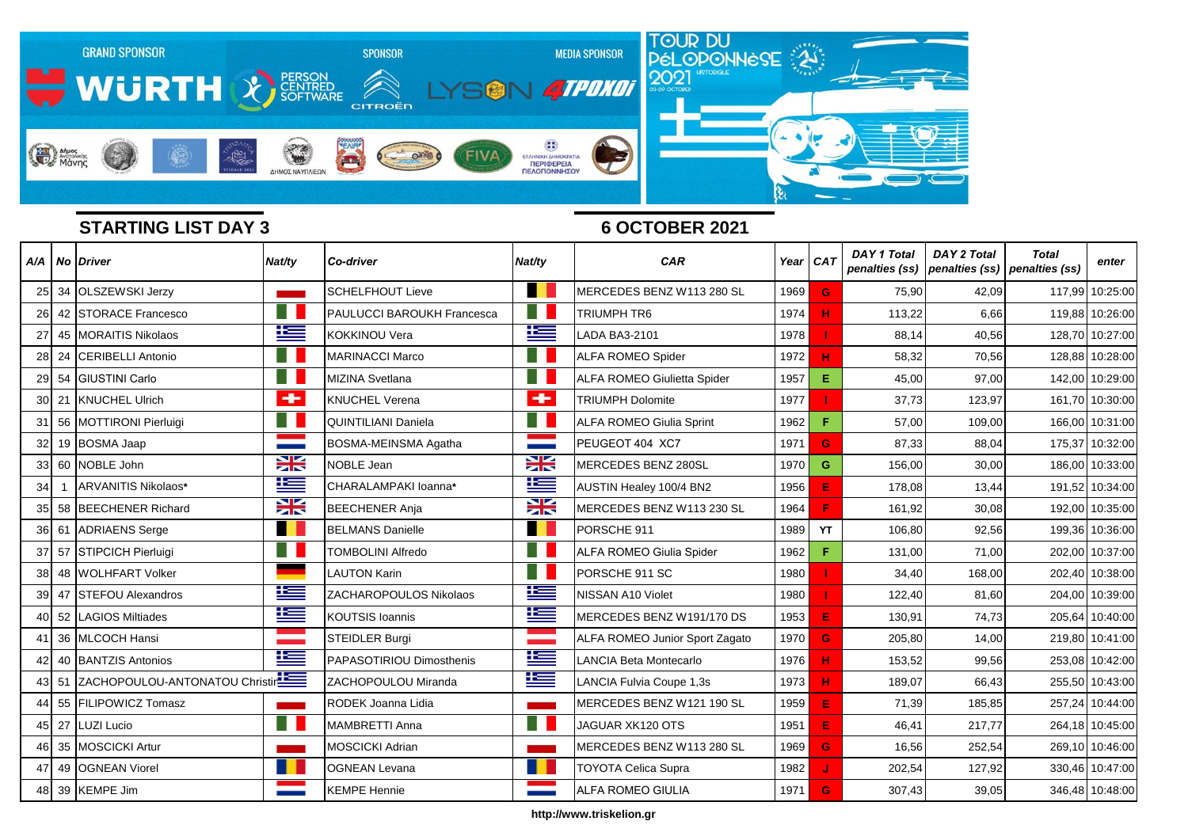**STARTING LIST DAY 3**

**6 OCTOBER 2021**

| A/A | No | Driver | Nat/ty | Co-driver | Nat/ty | CAR | Year | CAT | DAY 1 Total penalties (ss) | DAY 2 Total penalties (ss) | Total penalties (ss) | enter |
|---|---|---|---|---|---|---|---|---|---|---|---|---|
| 25 | 34 | OLSZEWSKI Jerzy | | SCHELFHOUT Lieve | | MERCEDES BENZ W113 280 SL | 1969 | G | 75,90 | 42,09 | 117,99 | 10:25:00 |
| 26 | 42 | STORACE Francesco | | PAULUCCI BAROUKH Francesca | | TRIUMPH TR6 | 1974 | H | 113,22 | 6,66 | 119,88 | 10:26:00 |
| 27 | 45 | MORAITIS Nikolaos | | KOKKINOU Vera | | LADA BA3-2101 | 1978 | I | 88,14 | 40,56 | 128,70 | 10:27:00 |
| 28 | 24 | CERIBELLI Antonio | | MARINACCI Marco | | ALFA ROMEO Spider | 1972 | H | 58,32 | 70,56 | 128,88 | 10:28:00 |
| 29 | 54 | GIUSTINI Carlo | | MIZINA Svetlana | | ALFA ROMEO Giulietta Spider | 1957 | E | 45,00 | 97,00 | 142,00 | 10:29:00 |
| 30 | 21 | KNUCHEL Ulrich | | KNUCHEL Verena | | TRIUMPH Dolomite | 1977 | I | 37,73 | 123,97 | 161,70 | 10:30:00 |
| 31 | 56 | MOTTIRONI Pierluigi | | QUINTILIANI Daniela | | ALFA ROMEO Giulia Sprint | 1962 | F | 57,00 | 109,00 | 166,00 | 10:31:00 |
| 32 | 19 | BOSMA Jaap | | BOSMA-MEINSMA Agatha | | PEUGEOT 404 XC7 | 1971 | G | 87,33 | 88,04 | 175,37 | 10:32:00 |
| 33 | 60 | NOBLE John | | NOBLE Jean | | MERCEDES BENZ 280SL | 1970 | G | 156,00 | 30,00 | 186,00 | 10:33:00 |
| 34 | 1 | ARVANITIS Nikolaos* | | CHARALAMPAKI Ioanna* | | AUSTIN Healey 100/4 BN2 | 1956 | E | 178,08 | 13,44 | 191,52 | 10:34:00 |
| 35 | 58 | BEECHENER Richard | | BEECHENER Anja | | MERCEDES BENZ W113 230 SL | 1964 | F | 161,92 | 30,08 | 192,00 | 10:35:00 |
| 36 | 61 | ADRIAENS Serge | | BELMANS Danielle | | PORSCHE 911 | 1989 | YT | 106,80 | 92,56 | 199,36 | 10:36:00 |
| 37 | 57 | STIPCICH Pierluigi | | TOMBOLINI Alfredo | | ALFA ROMEO Giulia Spider | 1962 | F | 131,00 | 71,00 | 202,00 | 10:37:00 |
| 38 | 48 | WOLHFART Volker | | LAUTON Karin | | PORSCHE 911 SC | 1980 | I | 34,40 | 168,00 | 202,40 | 10:38:00 |
| 39 | 47 | STEFOU Alexandros | | ZACHAROPOULOS Nikolaos | | NISSAN A10 Violet | 1980 | I | 122,40 | 81,60 | 204,00 | 10:39:00 |
| 40 | 52 | LAGIOS Miltiades | | KOUTSIS Ioannis | | MERCEDES BENZ W191/170 DS | 1953 | E | 130,91 | 74,73 | 205,64 | 10:40:00 |
| 41 | 36 | MLCOCH Hansi | | STEIDLER Burgi | | ALFA ROMEO Junior Sport Zagato | 1970 | G | 205,80 | 14,00 | 219,80 | 10:41:00 |
| 42 | 40 | BANTZIS Antonios | | PAPASOTIRIOU Dimosthenis | | LANCIA Beta Montecarlo | 1976 | H | 153,52 | 99,56 | 253,08 | 10:42:00 |
| 43 | 51 | ZACHOPOULOU-ANTONATOU Christir | | ZACHOPOULOU Miranda | | LANCIA Fulvia Coupe 1,3s | 1973 | H | 189,07 | 66,43 | 255,50 | 10:43:00 |
| 44 | 55 | FILIPOWICZ Tomasz | | RODEK Joanna Lidia | | MERCEDES BENZ W121 190 SL | 1959 | E | 71,39 | 185,85 | 257,24 | 10:44:00 |
| 45 | 27 | LUZI Lucio | | MAMBRETTI Anna | | JAGUAR XK120 OTS | 1951 | E | 46,41 | 217,77 | 264,18 | 10:45:00 |
| 46 | 35 | MOSCICKI Artur | | MOSCICKI Adrian | | MERCEDES BENZ W113 280 SL | 1969 | G | 16,56 | 252,54 | 269,10 | 10:46:00 |
| 47 | 49 | OGNEAN Viorel | | OGNEAN Levana | | TOYOTA Celica Supra | 1982 | J | 202,54 | 127,92 | 330,46 | 10:47:00 |
| 48 | 39 | KEMPE Jim | | KEMPE Hennie | | ALFA ROMEO GIULIA | 1971 | G | 307,43 | 39,05 | 346,48 | 10:48:00 |

http://www.triskelion.gr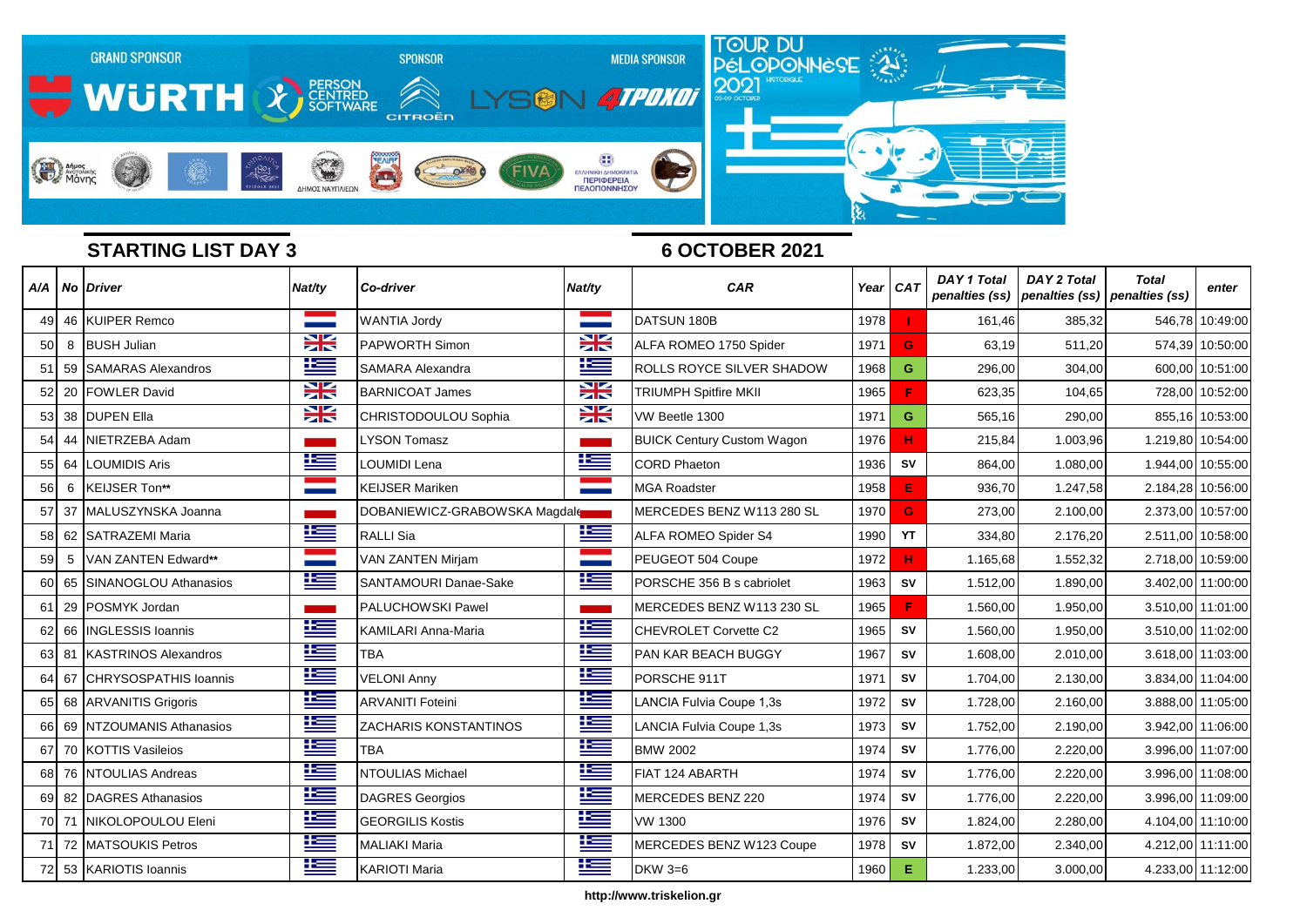## STARTING LIST DAY 3

## 6 OCTOBER 2021

| A/A | No | Driver | Nat/ty | Co-driver | Nat/ty | CAR | Year | CAT | DAY 1 Total penalties (ss) | DAY 2 Total penalties (ss) | Total penalties (ss) | enter |
|---|---|---|---|---|---|---|---|---|---|---|---|---|
| 49 | 46 | KUIPER Remco | | WANTIA Jordy | | DATSUN 180B | 1978 | I | 161,46 | 385,32 | 546,78 | 10:49:00 |
| 50 | 8 | BUSH Julian | | PAPWORTH Simon | | ALFA ROMEO 1750 Spider | 1971 | G | 63,19 | 511,20 | 574,39 | 10:50:00 |
| 51 | 59 | SAMARAS Alexandros | | SAMARA Alexandra | | ROLLS ROYCE SILVER SHADOW | 1968 | G | 296,00 | 304,00 | 600,00 | 10:51:00 |
| 52 | 20 | FOWLER David | | BARNICOAT James | | TRIUMPH Spitfire MKII | 1965 | F | 623,35 | 104,65 | 728,00 | 10:52:00 |
| 53 | 38 | DUPEN Ella | | CHRISTODOULOU Sophia | | VW Beetle 1300 | 1971 | G | 565,16 | 290,00 | 855,16 | 10:53:00 |
| 54 | 44 | NIETRZEBA Adam | | LYSON Tomasz | | BUICK Century Custom Wagon | 1976 | H | 215,84 | 1.003,96 | 1.219,80 | 10:54:00 |
| 55 | 64 | LOUMIDIS Aris | | LOUMIDI Lena | | CORD Phaeton | 1936 | SV | 864,00 | 1.080,00 | 1.944,00 | 10:55:00 |
| 56 | 6 | KEIJSER Ton** | | KEIJSER Mariken | | MGA Roadster | 1958 | E | 936,70 | 1.247,58 | 2.184,28 | 10:56:00 |
| 57 | 37 | MALUSZYNSKA Joanna | | DOBANIEWICZ-GRABOWSKA Magdale | | MERCEDES BENZ W113 280 SL | 1970 | G | 273,00 | 2.100,00 | 2.373,00 | 10:57:00 |
| 58 | 62 | SATRAZEMI Maria | | RALLI Sia | | ALFA ROMEO Spider S4 | 1990 | YT | 334,80 | 2.176,20 | 2.511,00 | 10:58:00 |
| 59 | 5 | VAN ZANTEN Edward** | | VAN ZANTEN Mirjam | | PEUGEOT 504 Coupe | 1972 | H | 1.165,68 | 1.552,32 | 2.718,00 | 10:59:00 |
| 60 | 65 | SINANOGLOU Athanasios | | SANTAMOURI Danae-Sake | | PORSCHE 356 B s cabriolet | 1963 | SV | 1.512,00 | 1.890,00 | 3.402,00 | 11:00:00 |
| 61 | 29 | POSMYK Jordan | | PALUCHOWSKI Pawel | | MERCEDES BENZ W113 230 SL | 1965 | F | 1.560,00 | 1.950,00 | 3.510,00 | 11:01:00 |
| 62 | 66 | INGLESSIS Ioannis | | KAMILARI Anna-Maria | | CHEVROLET Corvette C2 | 1965 | SV | 1.560,00 | 1.950,00 | 3.510,00 | 11:02:00 |
| 63 | 81 | KASTRINOS Alexandros | | TBA | | PAN KAR BEACH BUGGY | 1967 | SV | 1.608,00 | 2.010,00 | 3.618,00 | 11:03:00 |
| 64 | 67 | CHRYSOSPATHIS Ioannis | | VELONI Anny | | PORSCHE 911T | 1971 | SV | 1.704,00 | 2.130,00 | 3.834,00 | 11:04:00 |
| 65 | 68 | ARVANITIS Grigoris | | ARVANITI Foteini | | LANCIA Fulvia Coupe 1,3s | 1972 | SV | 1.728,00 | 2.160,00 | 3.888,00 | 11:05:00 |
| 66 | 69 | NTZOUMANIS Athanasios | | ZACHARIS KONSTANTINOS | | LANCIA Fulvia Coupe 1,3s | 1973 | SV | 1.752,00 | 2.190,00 | 3.942,00 | 11:06:00 |
| 67 | 70 | KOTTIS Vasileios | | TBA | | BMW 2002 | 1974 | SV | 1.776,00 | 2.220,00 | 3.996,00 | 11:07:00 |
| 68 | 76 | NTOULIAS Andreas | | NTOULIAS Michael | | FIAT 124 ABARTH | 1974 | SV | 1.776,00 | 2.220,00 | 3.996,00 | 11:08:00 |
| 69 | 82 | DAGRES Athanasios | | DAGRES Georgios | | MERCEDES BENZ 220 | 1974 | SV | 1.776,00 | 2.220,00 | 3.996,00 | 11:09:00 |
| 70 | 71 | NIKOLOPOULOU Eleni | | GEORGILIS Kostis | | VW 1300 | 1976 | SV | 1.824,00 | 2.280,00 | 4.104,00 | 11:10:00 |
| 71 | 72 | MATSOUKIS Petros | | MALIAKI Maria | | MERCEDES BENZ W123 Coupe | 1978 | SV | 1.872,00 | 2.340,00 | 4.212,00 | 11:11:00 |
| 72 | 53 | KARIOTIS Ioannis | | KARIOTI Maria | | DKW 3=6 | 1960 | E | 1.233,00 | 3.000,00 | 4.233,00 | 11:12:00 |

http://www.triskelion.gr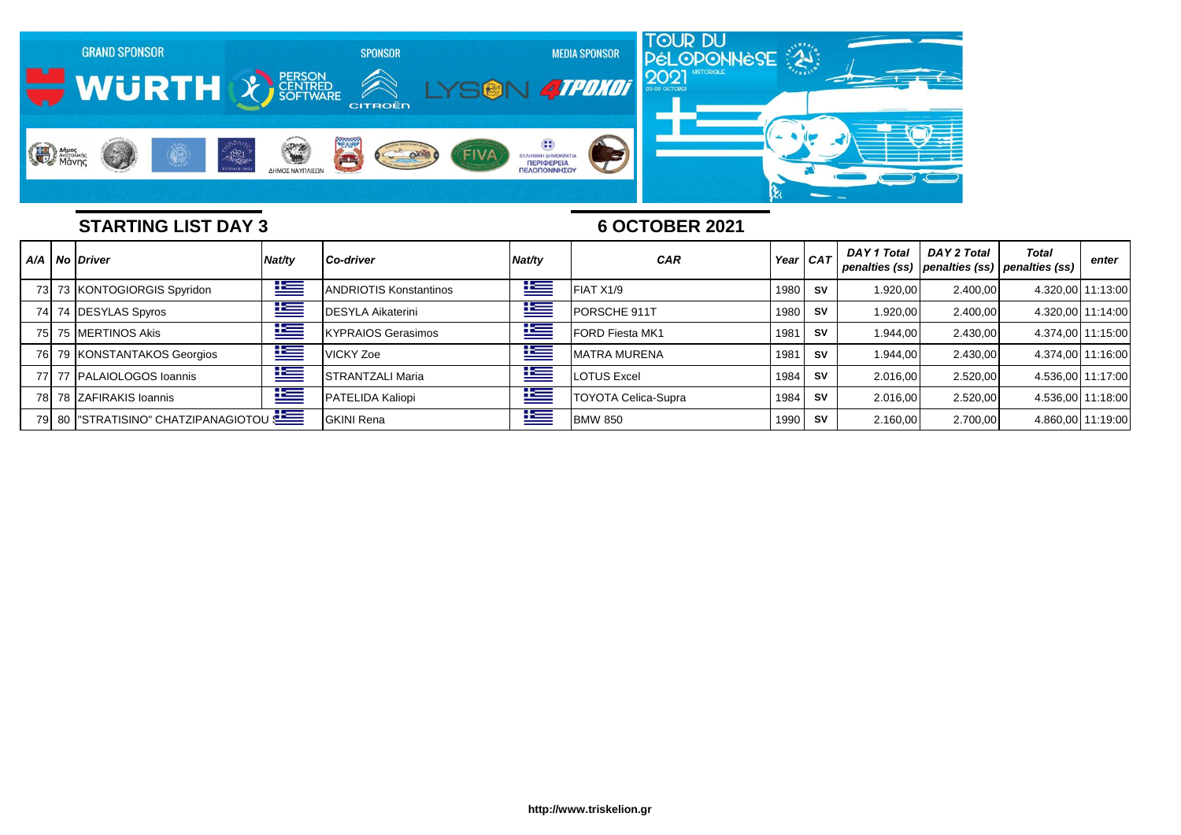GRAND SPONSOR WÜRTH PERSON CENTRED SOFTWARE SPONSOR CITROËN MEDIA SPONSOR LYSON 4TPOXOI

TOUR DU PÉLOPONNÈSE HISTORIQUE 2021

ΔΗΜΟΣ ΝΑΥΠΛΙΕΩΝ FIVA ΕΛΛΗΝΙΚΗ ΔΗΜΟΚΡΑΤΙΑ ΠΕΡΙΦΕΡΕΙΑ ΠΕΛΟΠΟΝΝΗΣΟΥ

## STARTING LIST DAY 3

## 6 OCTOBER 2021

| A/A | No | Driver | Nat/ty | Co-driver | Nat/ty | CAR | Year | CAT | DAY 1 Total penalties (ss) | DAY 2 Total penalties (ss) | Total penalties (ss) | enter |
|---|---|---|---|---|---|---|---|---|---|---|---|---|
| 73 | 73 | KONTOGIORGIS Spyridon | | ANDRIOTIS Konstantinos | | FIAT X1/9 | 1980 | SV | 1.920,00 | 2.400,00 | 4.320,00 | 11:13:00 |
| 74 | 74 | DESYLAS Spyros | | DESYLA Aikaterini | | PORSCHE 911T | 1980 | SV | 1.920,00 | 2.400,00 | 4.320,00 | 11:14:00 |
| 75 | 75 | MERTINOS Akis | | KYPRAIOS Gerasimos | | FORD Fiesta MK1 | 1981 | SV | 1.944,00 | 2.430,00 | 4.374,00 | 11:15:00 |
| 76 | 79 | KONSTANTAKOS Georgios | | VICKY Zoe | | MATRA MURENA | 1981 | SV | 1.944,00 | 2.430,00 | 4.374,00 | 11:16:00 |
| 77 | 77 | PALAIOLOGOS Ioannis | | STRANTZALI Maria | | LOTUS Excel | 1984 | SV | 2.016,00 | 2.520,00 | 4.536,00 | 11:17:00 |
| 78 | 78 | ZAFIRAKIS Ioannis | | PATELIDA Kaliopi | | TOYOTA Celica-Supra | 1984 | SV | 2.016,00 | 2.520,00 | 4.536,00 | 11:18:00 |
| 79 | 80 | "STRATISINO" CHATZIPANAGIOTOU S | | GKINI Rena | | BMW 850 | 1990 | SV | 2.160,00 | 2.700,00 | 4.860,00 | 11:19:00 |

http://www.triskelion.gr